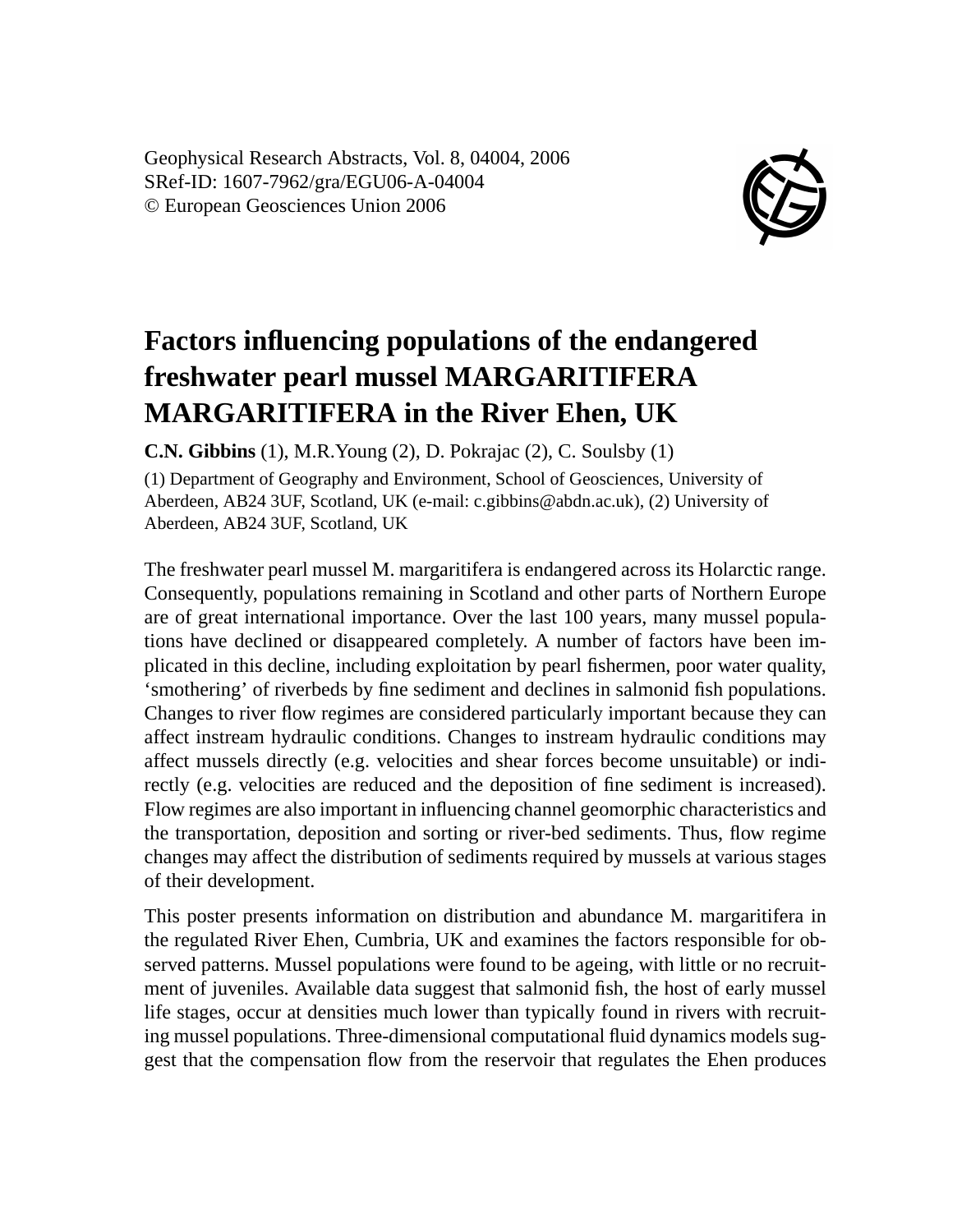Geophysical Research Abstracts, Vol. 8, 04004, 2006
SRef-ID: 1607-7962/gra/EGU06-A-04004
© European Geosciences Union 2006

# Factors influencing populations of the endangered freshwater pearl mussel MARGARITIFERA MARGARITIFERA in the River Ehen, UK

**C.N. Gibbins** (1), M.R.Young (2), D. Pokrajac (2), C. Soulsby (1)

(1) Department of Geography and Environment, School of Geosciences, University of Aberdeen, AB24 3UF, Scotland, UK (e-mail: c.gibbins@abdn.ac.uk), (2) University of Aberdeen, AB24 3UF, Scotland, UK

The freshwater pearl mussel M. margaritifera is endangered across its Holarctic range. Consequently, populations remaining in Scotland and other parts of Northern Europe are of great international importance. Over the last 100 years, many mussel populations have declined or disappeared completely. A number of factors have been implicated in this decline, including exploitation by pearl fishermen, poor water quality, 'smothering' of riverbeds by fine sediment and declines in salmonid fish populations. Changes to river flow regimes are considered particularly important because they can affect instream hydraulic conditions. Changes to instream hydraulic conditions may affect mussels directly (e.g. velocities and shear forces become unsuitable) or indirectly (e.g. velocities are reduced and the deposition of fine sediment is increased). Flow regimes are also important in influencing channel geomorphic characteristics and the transportation, deposition and sorting or river-bed sediments. Thus, flow regime changes may affect the distribution of sediments required by mussels at various stages of their development.

This poster presents information on distribution and abundance M. margaritifera in the regulated River Ehen, Cumbria, UK and examines the factors responsible for observed patterns. Mussel populations were found to be ageing, with little or no recruitment of juveniles. Available data suggest that salmonid fish, the host of early mussel life stages, occur at densities much lower than typically found in rivers with recruiting mussel populations. Three-dimensional computational fluid dynamics models suggest that the compensation flow from the reservoir that regulates the Ehen produces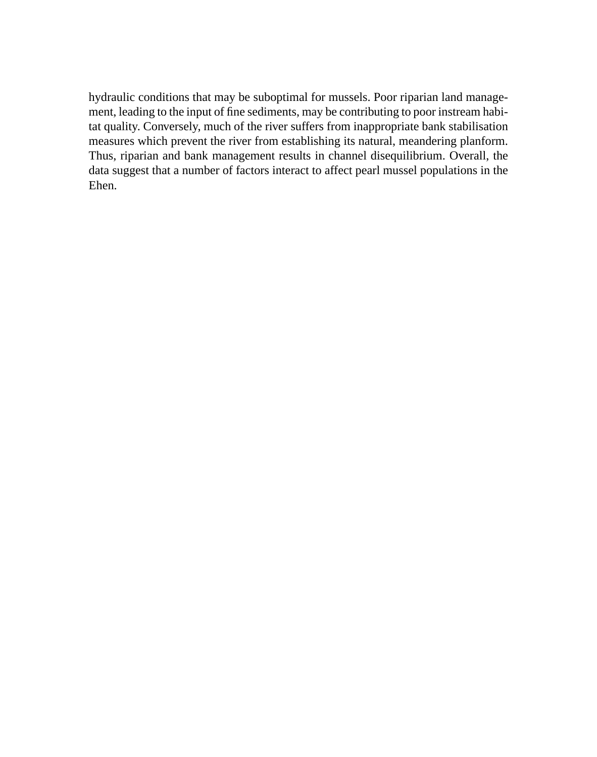hydraulic conditions that may be suboptimal for mussels. Poor riparian land management, leading to the input of fine sediments, may be contributing to poor instream habitat quality. Conversely, much of the river suffers from inappropriate bank stabilisation measures which prevent the river from establishing its natural, meandering planform. Thus, riparian and bank management results in channel disequilibrium. Overall, the data suggest that a number of factors interact to affect pearl mussel populations in the Ehen.